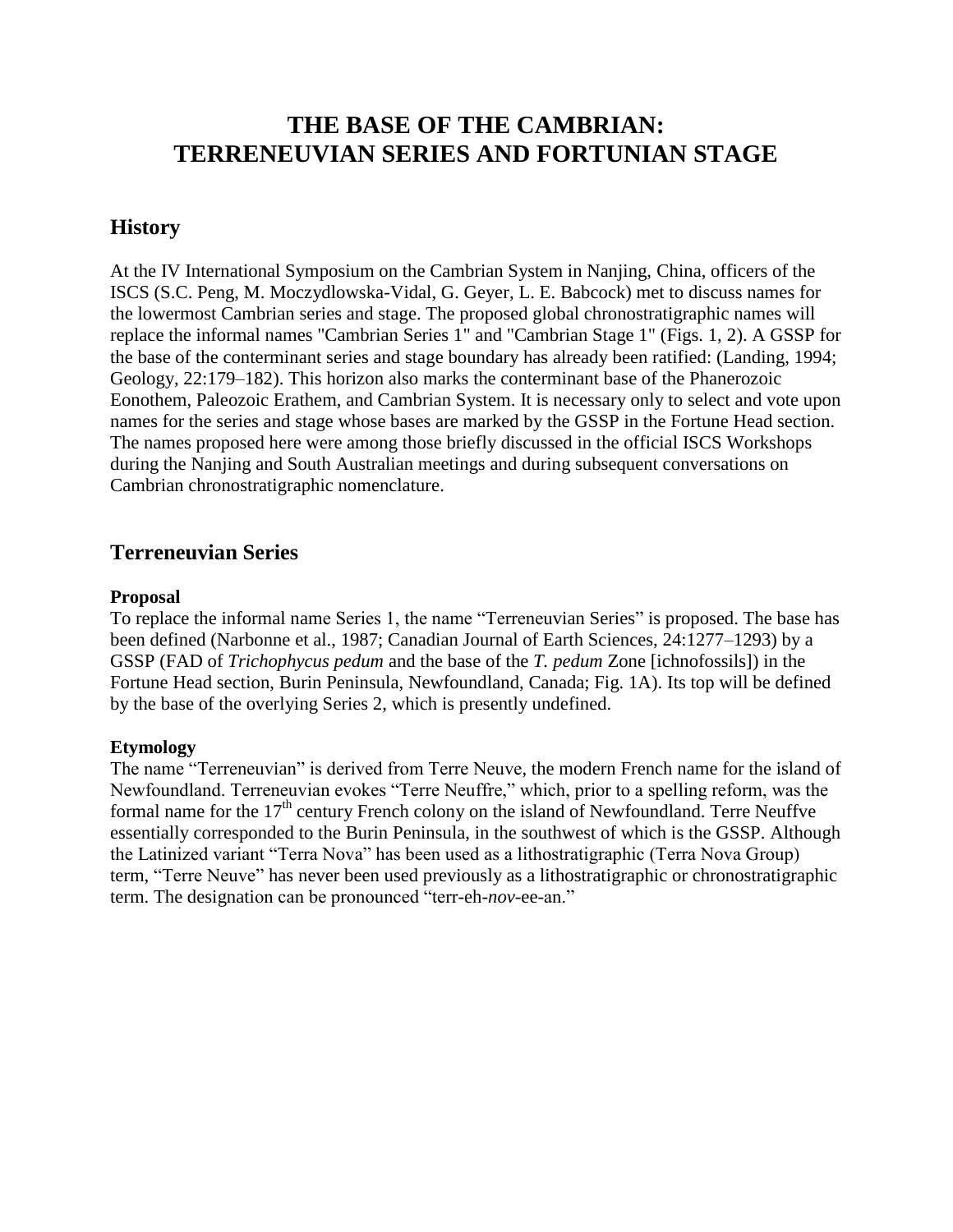# THE BASE OF THE CAMBRIAN: TERRENEUVIAN SERIES AND FORTUNIAN STAGE

## History

At the IV International Symposium on the Cambrian System in Nanjing, China, officers of the ISCS (S.C. Peng, M. Moczydlowska-Vidal, G. Geyer, L. E. Babcock) met to discuss names for the lowermost Cambrian series and stage. The proposed global chronostratigraphic names will replace the informal names "Cambrian Series 1" and "Cambrian Stage 1" (Figs. 1, 2). A GSSP for the base of the conterminant series and stage boundary has already been ratified: (Landing, 1994; Geology, 22:179–182). This horizon also marks the conterminant base of the Phanerozoic Eonothem, Paleozoic Erathem, and Cambrian System. It is necessary only to select and vote upon names for the series and stage whose bases are marked by the GSSP in the Fortune Head section. The names proposed here were among those briefly discussed in the official ISCS Workshops during the Nanjing and South Australian meetings and during subsequent conversations on Cambrian chronostratigraphic nomenclature.

## Terreneuvian Series

### Proposal

To replace the informal name Series 1, the name "Terreneuvian Series" is proposed. The base has been defined (Narbonne et al., 1987; Canadian Journal of Earth Sciences, 24:1277–1293) by a GSSP (FAD of *Trichophycus pedum* and the base of the *T. pedum* Zone [ichnofossils]) in the Fortune Head section, Burin Peninsula, Newfoundland, Canada; Fig. 1A). Its top will be defined by the base of the overlying Series 2, which is presently undefined.

### Etymology

The name "Terreneuvian" is derived from Terre Neuve, the modern French name for the island of Newfoundland. Terreneuvian evokes "Terre Neuffre," which, prior to a spelling reform, was the formal name for the 17th century French colony on the island of Newfoundland. Terre Neuffve essentially corresponded to the Burin Peninsula, in the southwest of which is the GSSP. Although the Latinized variant "Terra Nova" has been used as a lithostratigraphic (Terra Nova Group) term, "Terre Neuve" has never been used previously as a lithostratigraphic or chronostratigraphic term. The designation can be pronounced "terr-eh-*nov*-ee-an."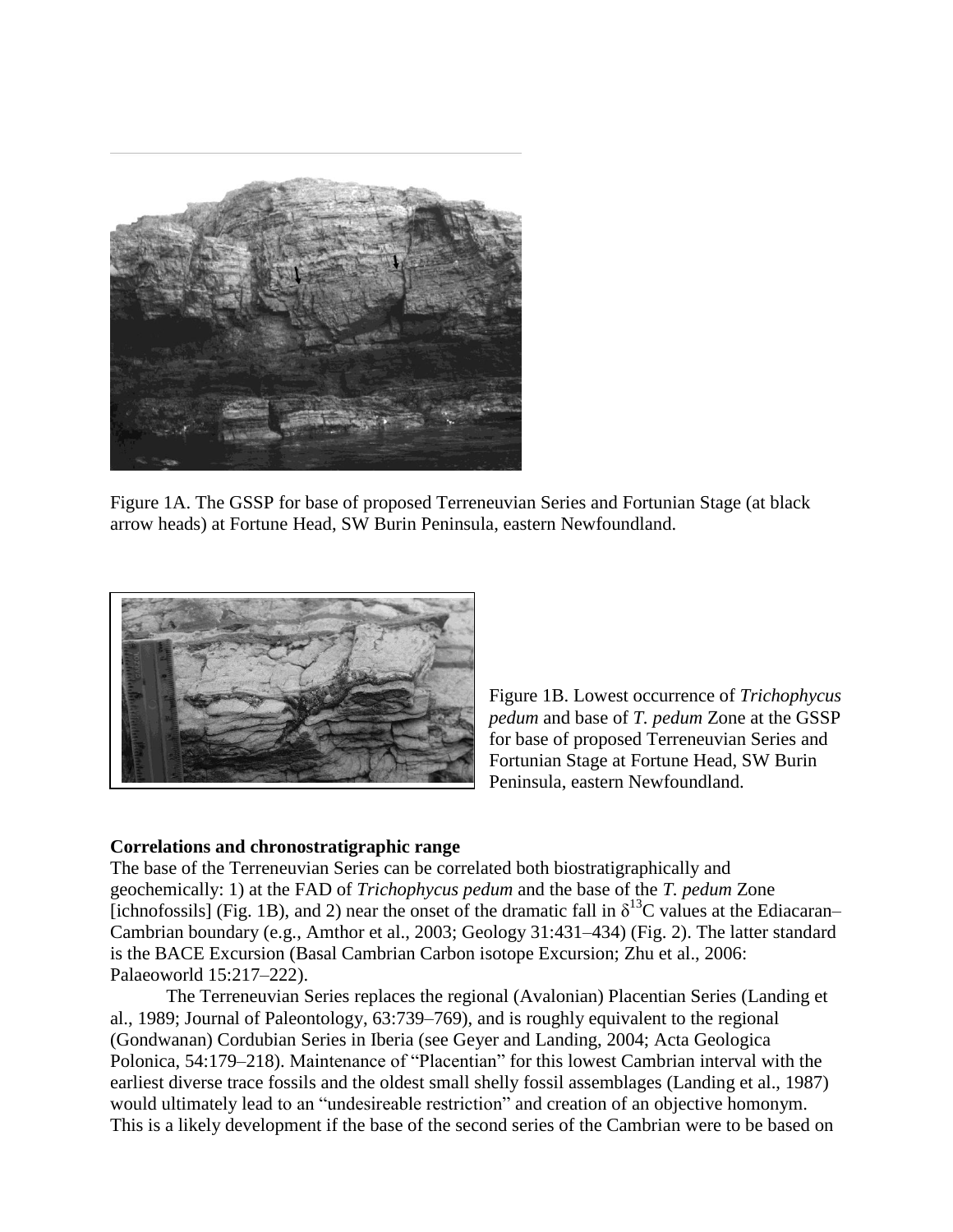Figure 1A. The GSSP for base of proposed Terreneuvian Series and Fortunian Stage (at black arrow heads) at Fortune Head, SW Burin Peninsula, eastern Newfoundland.

Figure 1B. Lowest occurrence of *Trichophycus pedum* and base of *T. pedum* Zone at the GSSP for base of proposed Terreneuvian Series and Fortunian Stage at Fortune Head, SW Burin Peninsula, eastern Newfoundland.

**Correlations and chronostratigraphic range**

The base of the Terreneuvian Series can be correlated both biostratigraphically and geochemically: 1) at the FAD of *Trichophycus pedum* and the base of the *T. pedum* Zone [ichnofossils] (Fig. 1B), and 2) near the onset of the dramatic fall in $\delta^{13}C$ values at the Ediacaran–Cambrian boundary (e.g., Amthor et al., 2003; Geology 31:431–434) (Fig. 2). The latter standard is the BACE Excursion (Basal Cambrian Carbon isotope Excursion; Zhu et al., 2006: Palaeoworld 15:217–222).

The Terreneuvian Series replaces the regional (Avalonian) Placentian Series (Landing et al., 1989; Journal of Paleontology, 63:739–769), and is roughly equivalent to the regional (Gondwanan) Cordubian Series in Iberia (see Geyer and Landing, 2004; Acta Geologica Polonica, 54:179–218). Maintenance of "Placentian" for this lowest Cambrian interval with the earliest diverse trace fossils and the oldest small shelly fossil assemblages (Landing et al., 1987) would ultimately lead to an "undesireable restriction" and creation of an objective homonym. This is a likely development if the base of the second series of the Cambrian were to be based on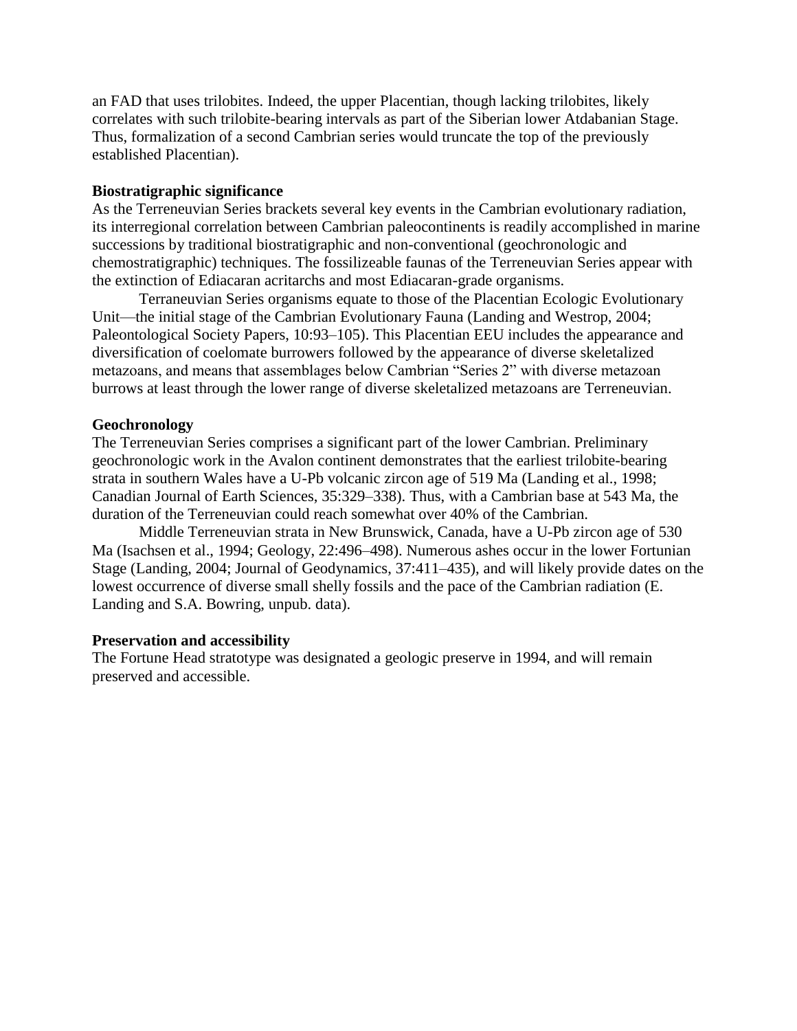an FAD that uses trilobites. Indeed, the upper Placentian, though lacking trilobites, likely correlates with such trilobite-bearing intervals as part of the Siberian lower Atdabanian Stage. Thus, formalization of a second Cambrian series would truncate the top of the previously established Placentian).

**Biostratigraphic significance**

As the Terreneuvian Series brackets several key events in the Cambrian evolutionary radiation, its interregional correlation between Cambrian paleocontinents is readily accomplished in marine successions by traditional biostratigraphic and non-conventional (geochronologic and chemostratigraphic) techniques. The fossilizeable faunas of the Terreneuvian Series appear with the extinction of Ediacaran acritarchs and most Ediacaran-grade organisms.

Terraneuvian Series organisms equate to those of the Placentian Ecologic Evolutionary Unit—the initial stage of the Cambrian Evolutionary Fauna (Landing and Westrop, 2004; Paleontological Society Papers, 10:93–105). This Placentian EEU includes the appearance and diversification of coelomate burrowers followed by the appearance of diverse skeletalized metazoans, and means that assemblages below Cambrian "Series 2" with diverse metazoan burrows at least through the lower range of diverse skeletalized metazoans are Terreneuvian.

**Geochronology**

The Terreneuvian Series comprises a significant part of the lower Cambrian. Preliminary geochronologic work in the Avalon continent demonstrates that the earliest trilobite-bearing strata in southern Wales have a U-Pb volcanic zircon age of 519 Ma (Landing et al., 1998; Canadian Journal of Earth Sciences, 35:329–338). Thus, with a Cambrian base at 543 Ma, the duration of the Terreneuvian could reach somewhat over 40% of the Cambrian.

Middle Terreneuvian strata in New Brunswick, Canada, have a U-Pb zircon age of 530 Ma (Isachsen et al., 1994; Geology, 22:496–498). Numerous ashes occur in the lower Fortunian Stage (Landing, 2004; Journal of Geodynamics, 37:411–435), and will likely provide dates on the lowest occurrence of diverse small shelly fossils and the pace of the Cambrian radiation (E. Landing and S.A. Bowring, unpub. data).

**Preservation and accessibility**

The Fortune Head stratotype was designated a geologic preserve in 1994, and will remain preserved and accessible.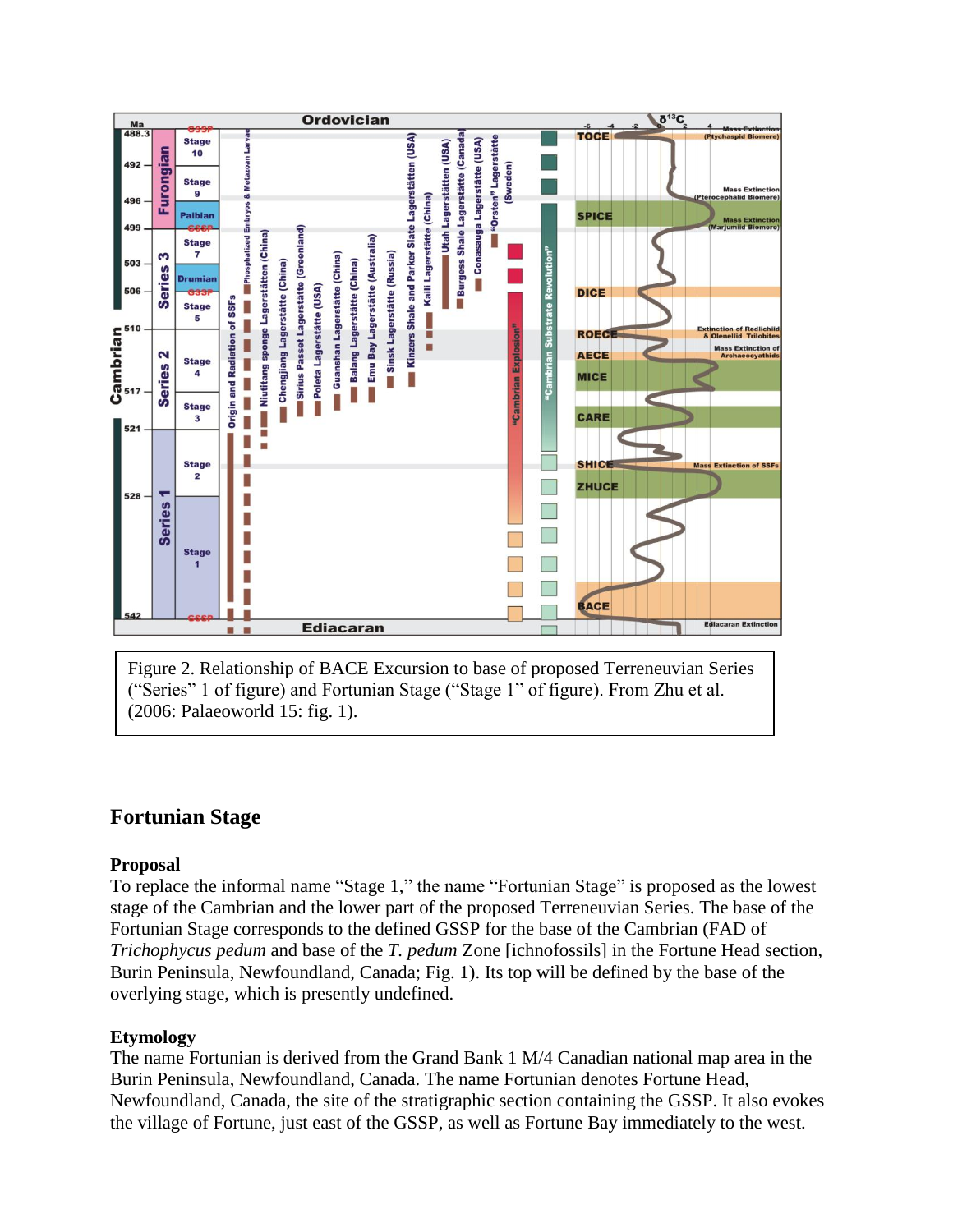Figure 2. Relationship of BACE Excursion to base of proposed Terreneuvian Series ("Series" 1 of figure) and Fortunian Stage ("Stage 1" of figure). From Zhu et al. (2006: Palaeoworld 15: fig. 1).

## Fortunian Stage

### Proposal

To replace the informal name "Stage 1," the name "Fortunian Stage" is proposed as the lowest stage of the Cambrian and the lower part of the proposed Terreneuvian Series. The base of the Fortunian Stage corresponds to the defined GSSP for the base of the Cambrian (FAD of *Trichophycus pedum* and base of the *T. pedum* Zone [ichnofossils] in the Fortune Head section, Burin Peninsula, Newfoundland, Canada; Fig. 1). Its top will be defined by the base of the overlying stage, which is presently undefined.

### Etymology

The name Fortunian is derived from the Grand Bank 1 M/4 Canadian national map area in the Burin Peninsula, Newfoundland, Canada. The name Fortunian denotes Fortune Head, Newfoundland, Canada, the site of the stratigraphic section containing the GSSP. It also evokes the village of Fortune, just east of the GSSP, as well as Fortune Bay immediately to the west.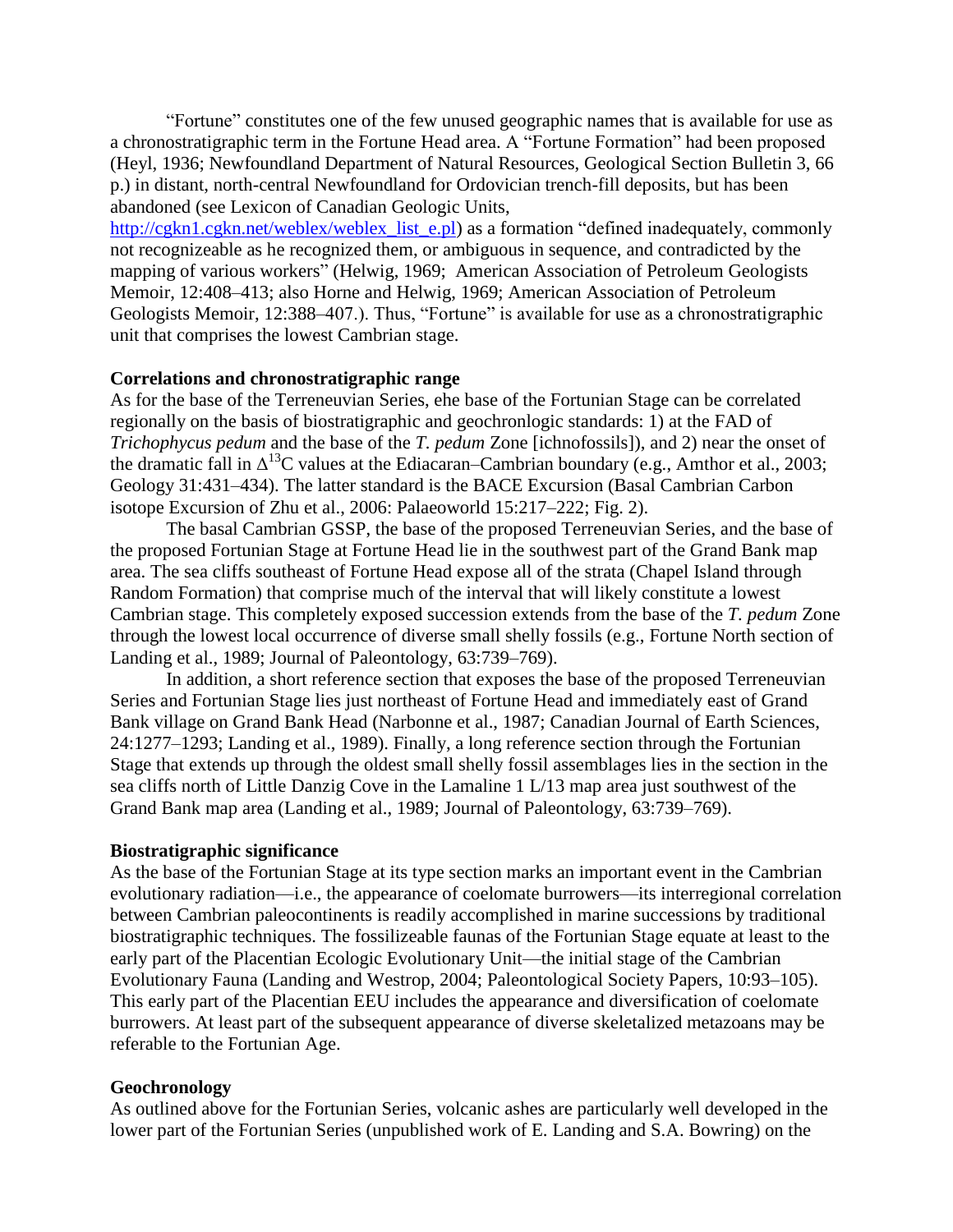“Fortune” constitutes one of the few unused geographic names that is available for use as a chronostratigraphic term in the Fortune Head area. A “Fortune Formation” had been proposed (Heyl, 1936; Newfoundland Department of Natural Resources, Geological Section Bulletin 3, 66 p.) in distant, north-central Newfoundland for Ordovician trench-fill deposits, but has been abandoned (see Lexicon of Canadian Geologic Units, http://cgkn1.cgkn.net/weblex/weblex_list_e.pl) as a formation “defined inadequately, commonly not recognizeable as he recognized them, or ambiguous in sequence, and contradicted by the mapping of various workers” (Helwig, 1969; American Association of Petroleum Geologists Memoir, 12:408–413; also Horne and Helwig, 1969; American Association of Petroleum Geologists Memoir, 12:388–407.). Thus, “Fortune” is available for use as a chronostratigraphic unit that comprises the lowest Cambrian stage.

**Correlations and chronostratigraphic range**

As for the base of the Terreneuvian Series, ehe base of the Fortunian Stage can be correlated regionally on the basis of biostratigraphic and geochronlogic standards: 1) at the FAD of *Trichophycus pedum* and the base of the *T. pedum* Zone [ichnofossils]), and 2) near the onset of the dramatic fall in $\Delta^{13}$C values at the Ediacaran–Cambrian boundary (e.g., Amthor et al., 2003; Geology 31:431–434). The latter standard is the BACE Excursion (Basal Cambrian Carbon isotope Excursion of Zhu et al., 2006: Palaeoworld 15:217–222; Fig. 2).

The basal Cambrian GSSP, the base of the proposed Terreneuvian Series, and the base of the proposed Fortunian Stage at Fortune Head lie in the southwest part of the Grand Bank map area. The sea cliffs southeast of Fortune Head expose all of the strata (Chapel Island through Random Formation) that comprise much of the interval that will likely constitute a lowest Cambrian stage. This completely exposed succession extends from the base of the *T. pedum* Zone through the lowest local occurrence of diverse small shelly fossils (e.g., Fortune North section of Landing et al., 1989; Journal of Paleontology, 63:739–769).

In addition, a short reference section that exposes the base of the proposed Terreneuvian Series and Fortunian Stage lies just northeast of Fortune Head and immediately east of Grand Bank village on Grand Bank Head (Narbonne et al., 1987; Canadian Journal of Earth Sciences, 24:1277–1293; Landing et al., 1989). Finally, a long reference section through the Fortunian Stage that extends up through the oldest small shelly fossil assemblages lies in the section in the sea cliffs north of Little Danzig Cove in the Lamaline 1 L/13 map area just southwest of the Grand Bank map area (Landing et al., 1989; Journal of Paleontology, 63:739–769).

**Biostratigraphic significance**

As the base of the Fortunian Stage at its type section marks an important event in the Cambrian evolutionary radiation—i.e., the appearance of coelomate burrowers—its interregional correlation between Cambrian paleocontinents is readily accomplished in marine successions by traditional biostratigraphic techniques. The fossilizeable faunas of the Fortunian Stage equate at least to the early part of the Placentian Ecologic Evolutionary Unit—the initial stage of the Cambrian Evolutionary Fauna (Landing and Westrop, 2004; Paleontological Society Papers, 10:93–105). This early part of the Placentian EEU includes the appearance and diversification of coelomate burrowers. At least part of the subsequent appearance of diverse skeletalized metazoans may be referable to the Fortunian Age.

**Geochronology**

As outlined above for the Fortunian Series, volcanic ashes are particularly well developed in the lower part of the Fortunian Series (unpublished work of E. Landing and S.A. Bowring) on the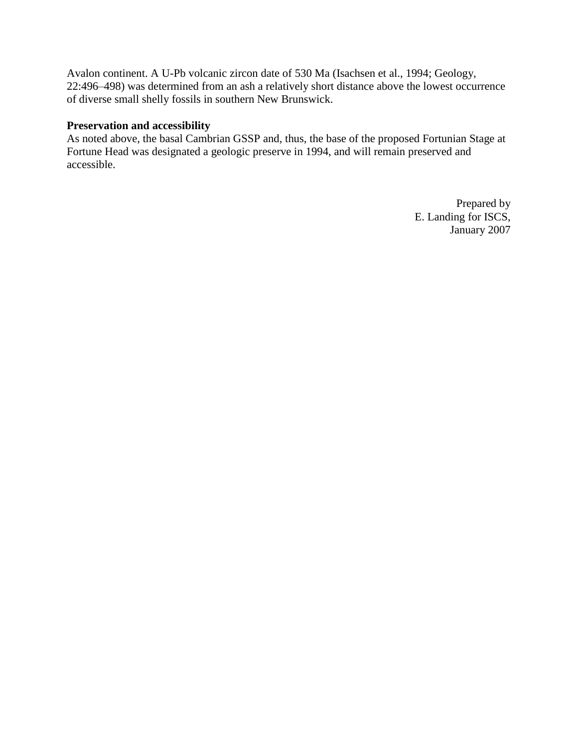Avalon continent. A U-Pb volcanic zircon date of 530 Ma (Isachsen et al., 1994; Geology, 22:496–498) was determined from an ash a relatively short distance above the lowest occurrence of diverse small shelly fossils in southern New Brunswick.

**Preservation and accessibility**

As noted above, the basal Cambrian GSSP and, thus, the base of the proposed Fortunian Stage at Fortune Head was designated a geologic preserve in 1994, and will remain preserved and accessible.

Prepared by
E. Landing for ISCS,
January 2007